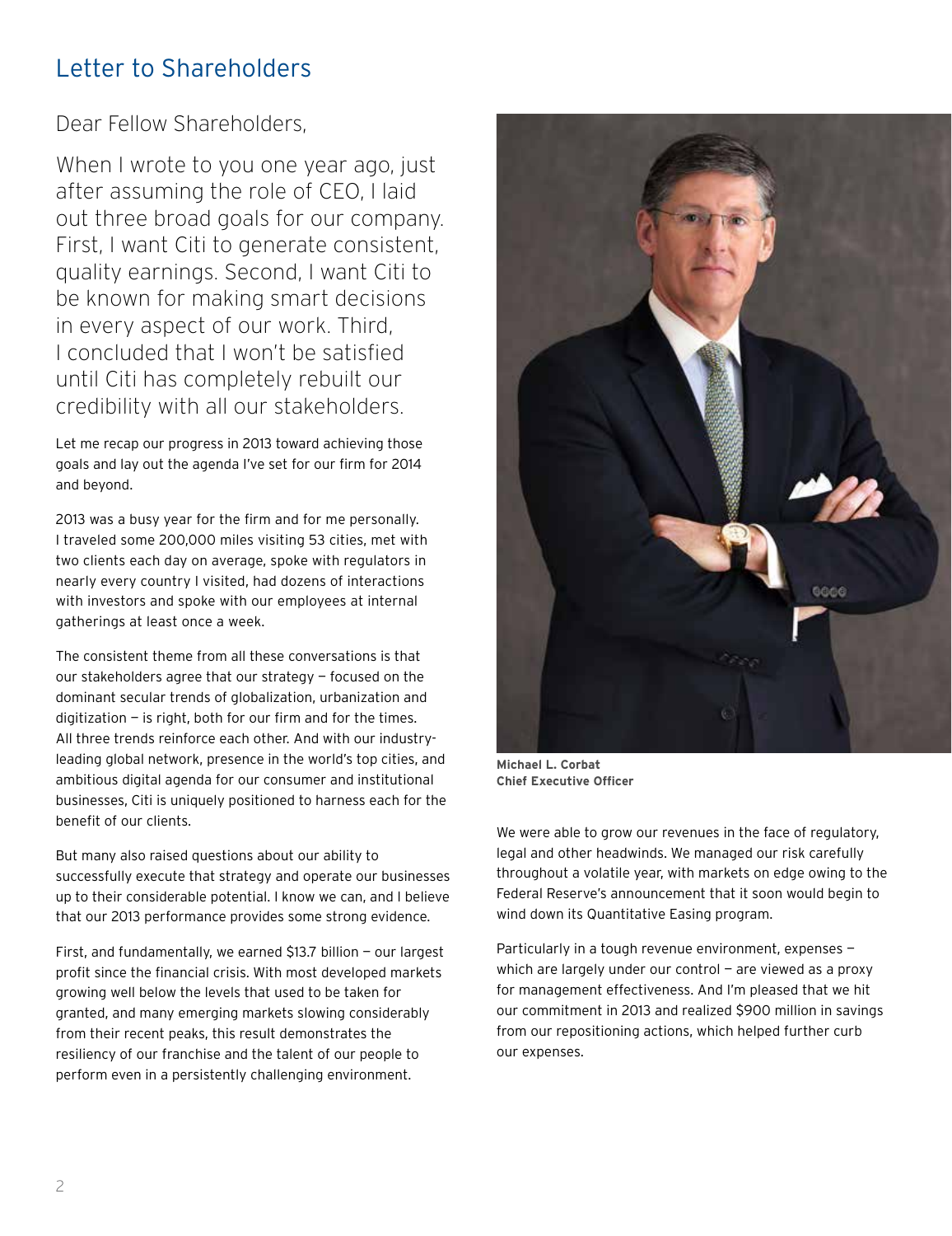# Letter to Shareholders

Dear Fellow Shareholders,

When I wrote to you one year ago, just after assuming the role of CEO, I laid out three broad goals for our company. First, I want Citi to generate consistent, quality earnings. Second, I want Citi to be known for making smart decisions in every aspect of our work. Third, I concluded that I won't be satisfied until Citi has completely rebuilt our credibility with all our stakeholders.

Let me recap our progress in 2013 toward achieving those goals and lay out the agenda I've set for our firm for 2014 and beyond.

2013 was a busy year for the firm and for me personally. I traveled some 200,000 miles visiting 53 cities, met with two clients each day on average, spoke with regulators in nearly every country I visited, had dozens of interactions with investors and spoke with our employees at internal gatherings at least once a week.

The consistent theme from all these conversations is that our stakeholders agree that our strategy — focused on the dominant secular trends of globalization, urbanization and digitization — is right, both for our firm and for the times. All three trends reinforce each other. And with our industry-leading global network, presence in the world's top cities, and ambitious digital agenda for our consumer and institutional businesses, Citi is uniquely positioned to harness each for the benefit of our clients.

But many also raised questions about our ability to successfully execute that strategy and operate our businesses up to their considerable potential. I know we can, and I believe that our 2013 performance provides some strong evidence.

First, and fundamentally, we earned $13.7 billion — our largest profit since the financial crisis. With most developed markets growing well below the levels that used to be taken for granted, and many emerging markets slowing considerably from their recent peaks, this result demonstrates the resiliency of our franchise and the talent of our people to perform even in a persistently challenging environment.

**Michael L. Corbat**
**Chief Executive Officer**

We were able to grow our revenues in the face of regulatory, legal and other headwinds. We managed our risk carefully throughout a volatile year, with markets on edge owing to the Federal Reserve's announcement that it soon would begin to wind down its Quantitative Easing program.

Particularly in a tough revenue environment, expenses — which are largely under our control — are viewed as a proxy for management effectiveness. And I'm pleased that we hit our commitment in 2013 and realized $900 million in savings from our repositioning actions, which helped further curb our expenses.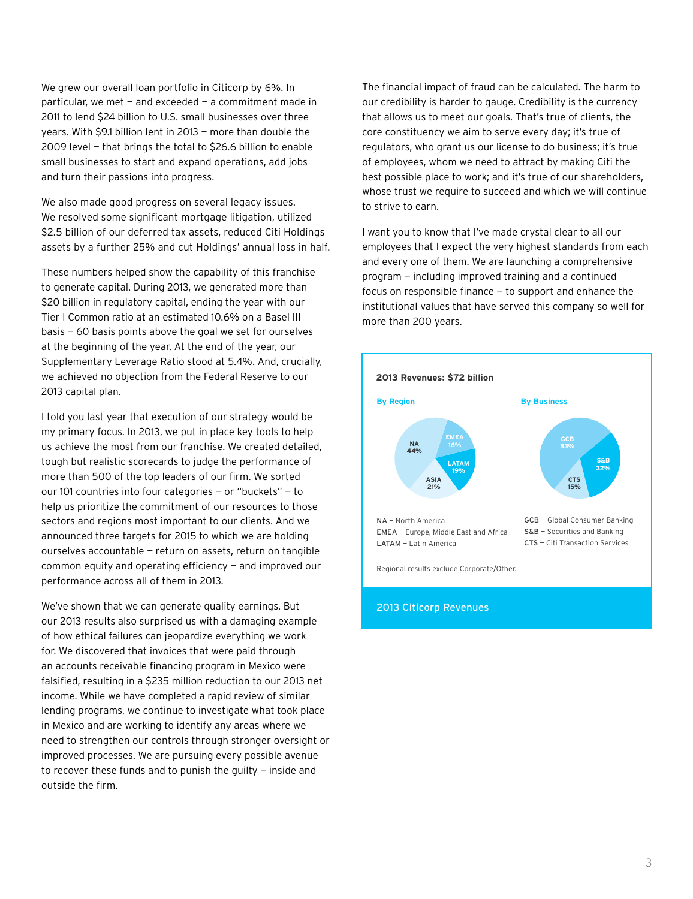We grew our overall loan portfolio in Citicorp by 6%. In particular, we met — and exceeded — a commitment made in 2011 to lend $24 billion to U.S. small businesses over three years. With $9.1 billion lent in 2013 — more than double the 2009 level — that brings the total to $26.6 billion to enable small businesses to start and expand operations, add jobs and turn their passions into progress.

We also made good progress on several legacy issues. We resolved some significant mortgage litigation, utilized $2.5 billion of our deferred tax assets, reduced Citi Holdings assets by a further 25% and cut Holdings' annual loss in half.

These numbers helped show the capability of this franchise to generate capital. During 2013, we generated more than $20 billion in regulatory capital, ending the year with our Tier I Common ratio at an estimated 10.6% on a Basel III basis — 60 basis points above the goal we set for ourselves at the beginning of the year. At the end of the year, our Supplementary Leverage Ratio stood at 5.4%. And, crucially, we achieved no objection from the Federal Reserve to our 2013 capital plan.

I told you last year that execution of our strategy would be my primary focus. In 2013, we put in place key tools to help us achieve the most from our franchise. We created detailed, tough but realistic scorecards to judge the performance of more than 500 of the top leaders of our firm. We sorted our 101 countries into four categories — or "buckets" — to help us prioritize the commitment of our resources to those sectors and regions most important to our clients. And we announced three targets for 2015 to which we are holding ourselves accountable — return on assets, return on tangible common equity and operating efficiency — and improved our performance across all of them in 2013.

We've shown that we can generate quality earnings. But our 2013 results also surprised us with a damaging example of how ethical failures can jeopardize everything we work for. We discovered that invoices that were paid through an accounts receivable financing program in Mexico were falsified, resulting in a $235 million reduction to our 2013 net income. While we have completed a rapid review of similar lending programs, we continue to investigate what took place in Mexico and are working to identify any areas where we need to strengthen our controls through stronger oversight or improved processes. We are pursuing every possible avenue to recover these funds and to punish the guilty — inside and outside the firm.

The financial impact of fraud can be calculated. The harm to our credibility is harder to gauge. Credibility is the currency that allows us to meet our goals. That's true of clients, the core constituency we aim to serve every day; it's true of regulators, who grant us our license to do business; it's true of employees, whom we need to attract by making Citi the best possible place to work; and it's true of our shareholders, whose trust we require to succeed and which we will continue to strive to earn.

I want you to know that I've made crystal clear to all our employees that I expect the very highest standards from each and every one of them. We are launching a comprehensive program — including improved training and a continued focus on responsible finance — to support and enhance the institutional values that have served this company so well for more than 200 years.

**2013 Revenues: $72 billion**

**By Region**

| Region | Share |
|---|---|
| NA | 44% |
| EMEA | 16% |
| LATAM | 19% |
| ASIA | 21% |

**By Business**

| Business | Share |
|---|---|
| GCB | 53% |
| S&B | 32% |
| CTS | 15% |

**NA** – North America
**EMEA** – Europe, Middle East and Africa
**LATAM** – Latin America

**GCB** – Global Consumer Banking
**S&B** – Securities and Banking
**CTS** – Citi Transaction Services

Regional results exclude Corporate/Other.

2013 Citicorp Revenues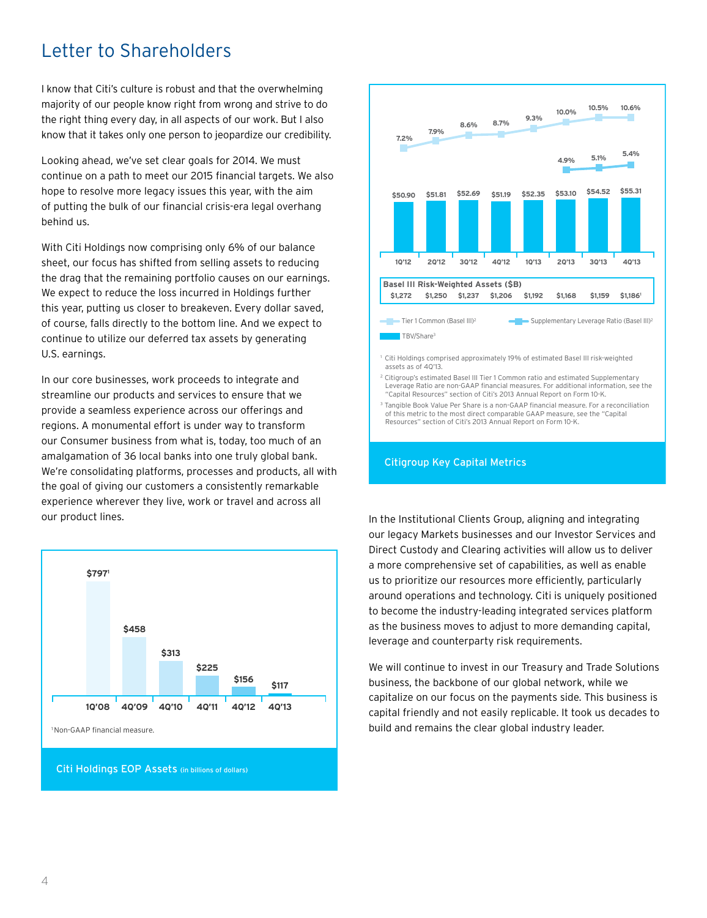## Letter to Shareholders

I know that Citi's culture is robust and that the overwhelming majority of our people know right from wrong and strive to do the right thing every day, in all aspects of our work. But I also know that it takes only one person to jeopardize our credibility.

Looking ahead, we've set clear goals for 2014. We must continue on a path to meet our 2015 financial targets. We also hope to resolve more legacy issues this year, with the aim of putting the bulk of our financial crisis-era legal overhang behind us.

With Citi Holdings now comprising only 6% of our balance sheet, our focus has shifted from selling assets to reducing the drag that the remaining portfolio causes on our earnings. We expect to reduce the loss incurred in Holdings further this year, putting us closer to breakeven. Every dollar saved, of course, falls directly to the bottom line. And we expect to continue to utilize our deferred tax assets by generating U.S. earnings.

In our core businesses, work proceeds to integrate and streamline our products and services to ensure that we provide a seamless experience across our offerings and regions. A monumental effort is under way to transform our Consumer business from what is, today, too much of an amalgamation of 36 local banks into one truly global bank. We're consolidating platforms, processes and products, all with the goal of giving our customers a consistently remarkable experience wherever they live, work or travel and across all our product lines.

| | 1Q'08 | 4Q'09 | 4Q'10 | 4Q'11 | 4Q'12 | 4Q'13 |
|---|---|---|---|---|---|---|
| Citi Holdings EOP Assets | $797[1] | $458 | $313 | $225 | $156 | $117 |

[1] Non-GAAP financial measure.

**Citi Holdings EOP Assets** (in billions of dollars)

| | 1Q'12 | 2Q'12 | 3Q'12 | 4Q'12 | 1Q'13 | 2Q'13 | 3Q'13 | 4Q'13 |
|---|---|---|---|---|---|---|---|---|
| Tier 1 Common (Basel III)[2] | 7.2% | 7.9% | 8.6% | 8.7% | 9.3% | 10.0% | 10.5% | 10.6% |
| Supplementary Leverage Ratio (Basel III)[2] | | | | | | 4.9% | 5.1% | 5.4% |
| TBV/Share[3] | $50.90 | $51.81 | $52.69 | $51.19 | $52.35 | $53.10 | $54.52 | $55.31 |
| Basel III Risk-Weighted Assets ($B) | $1,272 | $1,250 | $1,237 | $1,206 | $1,192 | $1,168 | $1,159 | $1,186[1] |

[1] Citi Holdings comprised approximately 19% of estimated Basel III risk-weighted assets as of 4Q'13.

[2] Citigroup's estimated Basel III Tier 1 Common ratio and estimated Supplementary Leverage Ratio are non-GAAP financial measures. For additional information, see the "Capital Resources" section of Citi's 2013 Annual Report on Form 10-K.

[3] Tangible Book Value Per Share is a non-GAAP financial measure. For a reconciliation of this metric to the most direct comparable GAAP measure, see the "Capital Resources" section of Citi's 2013 Annual Report on Form 10-K.

**Citigroup Key Capital Metrics**

In the Institutional Clients Group, aligning and integrating our legacy Markets businesses and our Investor Services and Direct Custody and Clearing activities will allow us to deliver a more comprehensive set of capabilities, as well as enable us to prioritize our resources more efficiently, particularly around operations and technology. Citi is uniquely positioned to become the industry-leading integrated services platform as the business moves to adjust to more demanding capital, leverage and counterparty risk requirements.

We will continue to invest in our Treasury and Trade Solutions business, the backbone of our global network, while we capitalize on our focus on the payments side. This business is capital friendly and not easily replicable. It took us decades to build and remains the clear global industry leader.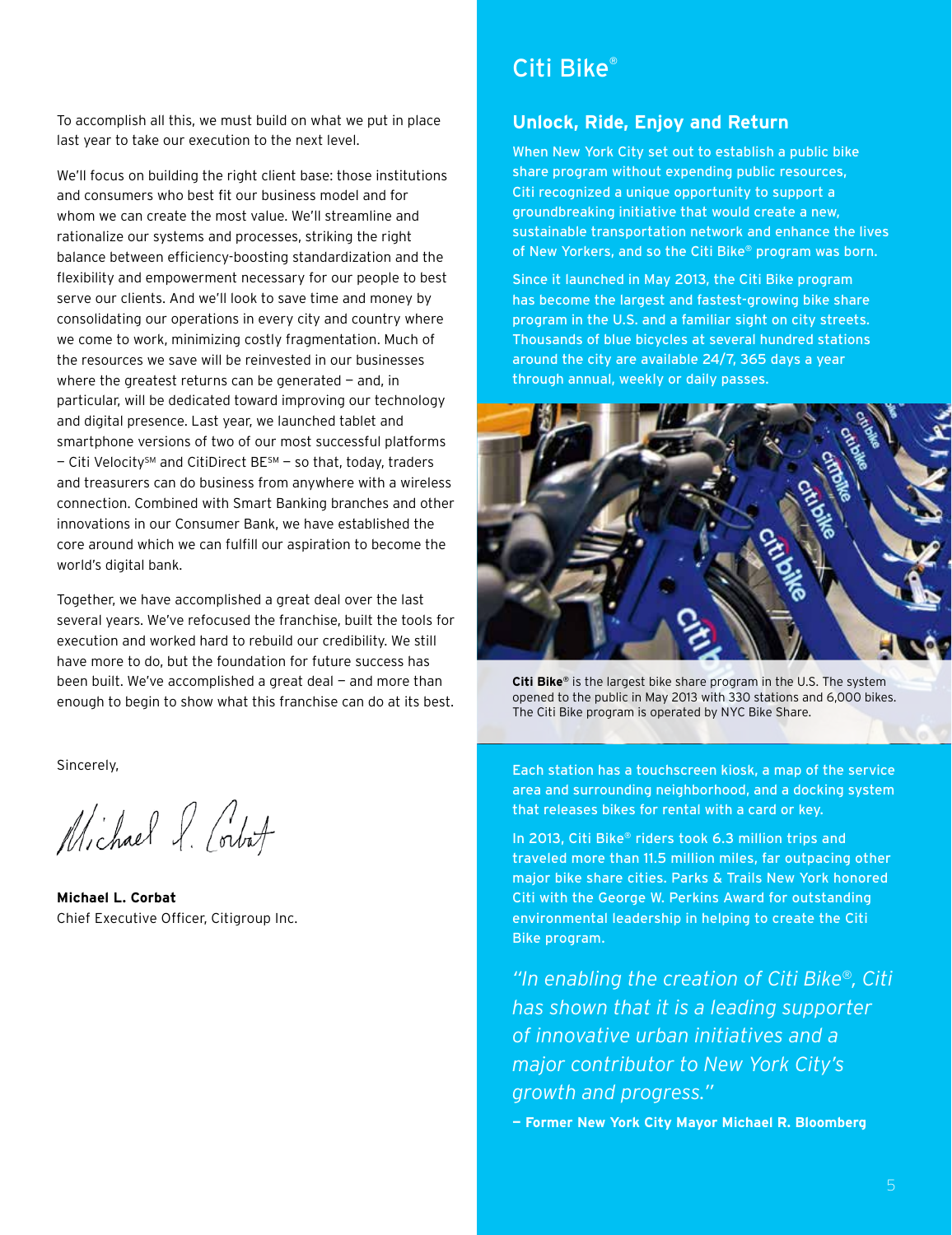To accomplish all this, we must build on what we put in place last year to take our execution to the next level.

We'll focus on building the right client base: those institutions and consumers who best fit our business model and for whom we can create the most value. We'll streamline and rationalize our systems and processes, striking the right balance between efficiency-boosting standardization and the flexibility and empowerment necessary for our people to best serve our clients. And we'll look to save time and money by consolidating our operations in every city and country where we come to work, minimizing costly fragmentation. Much of the resources we save will be reinvested in our businesses where the greatest returns can be generated — and, in particular, will be dedicated toward improving our technology and digital presence. Last year, we launched tablet and smartphone versions of two of our most successful platforms — Citi Velocity℠ and CitiDirect BE℠ — so that, today, traders and treasurers can do business from anywhere with a wireless connection. Combined with Smart Banking branches and other innovations in our Consumer Bank, we have established the core around which we can fulfill our aspiration to become the world's digital bank.

Together, we have accomplished a great deal over the last several years. We've refocused the franchise, built the tools for execution and worked hard to rebuild our credibility. We still have more to do, but the foundation for future success has been built. We've accomplished a great deal — and more than enough to begin to show what this franchise can do at its best.

Sincerely,

Michael L. Corbat

**Michael L. Corbat**
Chief Executive Officer, Citigroup Inc.

# Citi Bike®

## Unlock, Ride, Enjoy and Return

When New York City set out to establish a public bike share program without expending public resources, Citi recognized a unique opportunity to support a groundbreaking initiative that would create a new, sustainable transportation network and enhance the lives of New Yorkers, and so the Citi Bike® program was born.

Since it launched in May 2013, the Citi Bike program has become the largest and fastest-growing bike share program in the U.S. and a familiar sight on city streets. Thousands of blue bicycles at several hundred stations around the city are available 24/7, 365 days a year through annual, weekly or daily passes.

**Citi Bike®** is the largest bike share program in the U.S. The system opened to the public in May 2013 with 330 stations and 6,000 bikes. The Citi Bike program is operated by NYC Bike Share.

Each station has a touchscreen kiosk, a map of the service area and surrounding neighborhood, and a docking system that releases bikes for rental with a card or key.

In 2013, Citi Bike® riders took 6.3 million trips and traveled more than 11.5 million miles, far outpacing other major bike share cities. Parks & Trails New York honored Citi with the George W. Perkins Award for outstanding environmental leadership in helping to create the Citi Bike program.

*"In enabling the creation of Citi Bike®, Citi has shown that it is a leading supporter of innovative urban initiatives and a major contributor to New York City's growth and progress."*

**— Former New York City Mayor Michael R. Bloomberg**